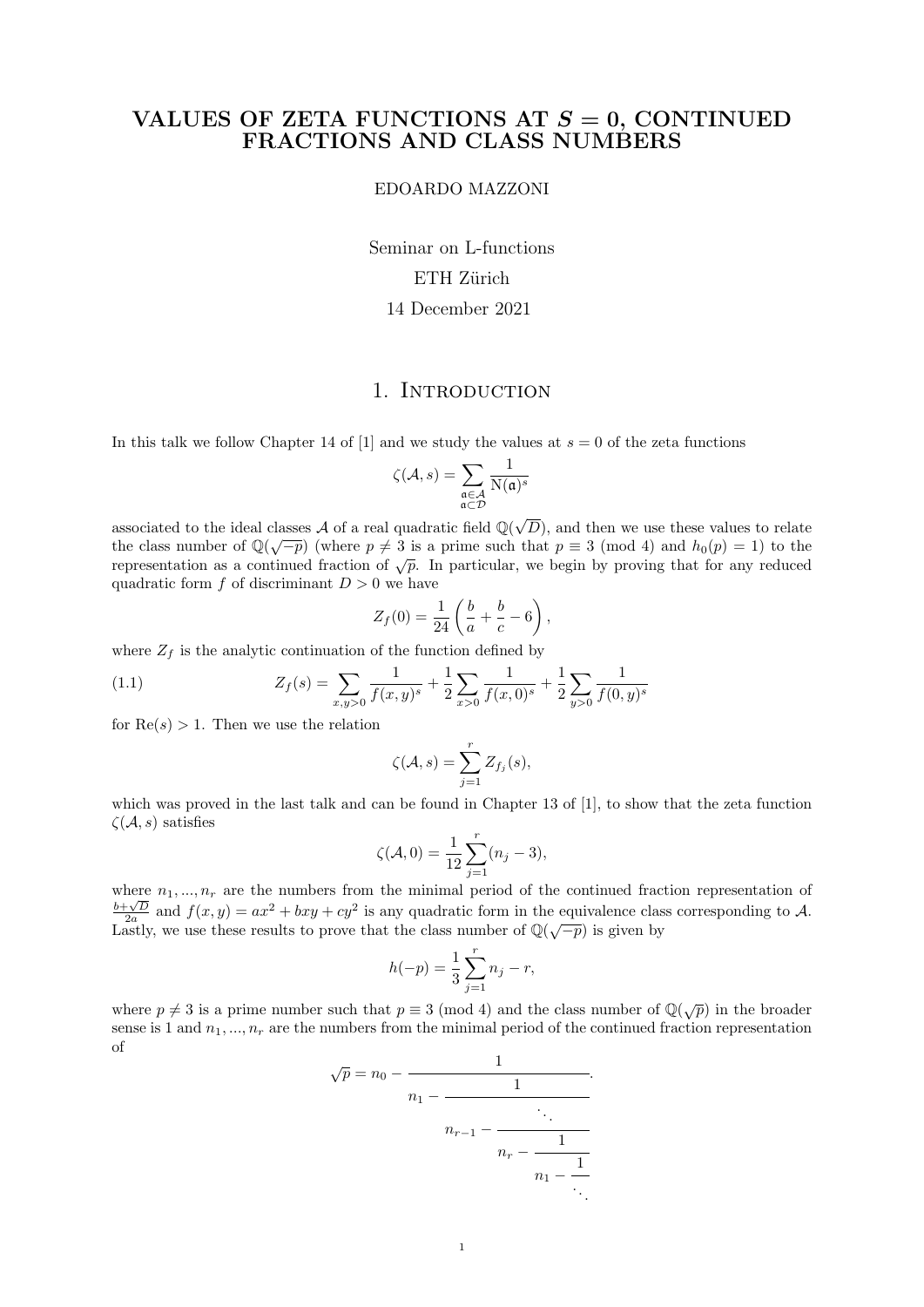# VALUES OF ZETA FUNCTIONS AT $S = 0$, CONTINUED FRACTIONS AND CLASS NUMBERS

EDOARDO MAZZONI

Seminar on L-functions

ETH Zürich

14 December 2021

## 1. Introduction

In this talk we follow Chapter 14 of [1] and we study the values at $s = 0$ of the zeta functions

$$\zeta(\mathcal{A}, s) = \sum_{\substack{\mathfrak{a} \in \mathcal{A} \\ \mathfrak{a} \subset \mathcal{D}}} \frac{1}{\mathrm{N}(\mathfrak{a})^s}$$

associated to the ideal classes $\mathcal{A}$ of a real quadratic field $\mathbb{Q}(\sqrt{D})$, and then we use these values to relate the class number of $\mathbb{Q}(\sqrt{-p})$ (where $p \neq 3$ is a prime such that $p \equiv 3 \pmod 4$ and $h_0(p) = 1$) to the representation as a continued fraction of $\sqrt{p}$. In particular, we begin by proving that for any reduced quadratic form $f$ of discriminant $D > 0$ we have

$$Z_f(0) = \frac{1}{24}\left(\frac{b}{a} + \frac{b}{c} - 6\right),$$

where $Z_f$ is the analytic continuation of the function defined by

$$Z_f(s) = \sum_{x,y>0} \frac{1}{f(x,y)^s} + \frac{1}{2}\sum_{x>0} \frac{1}{f(x,0)^s} + \frac{1}{2}\sum_{y>0} \frac{1}{f(0,y)^s} \tag{1.1}$$

for $\mathrm{Re}(s) > 1$. Then we use the relation

$$\zeta(\mathcal{A}, s) = \sum_{j=1}^{r} Z_{f_j}(s),$$

which was proved in the last talk and can be found in Chapter 13 of [1], to show that the zeta function $\zeta(\mathcal{A}, s)$ satisfies

$$\zeta(\mathcal{A}, 0) = \frac{1}{12}\sum_{j=1}^{r}(n_j - 3),$$

where $n_1, ..., n_r$ are the numbers from the minimal period of the continued fraction representation of $\frac{b+\sqrt{D}}{2a}$ and $f(x, y) = ax^2 + bxy + cy^2$ is any quadratic form in the equivalence class corresponding to $\mathcal{A}$. Lastly, we use these results to prove that the class number of $\mathbb{Q}(\sqrt{-p})$ is given by

$$h(-p) = \frac{1}{3}\sum_{j=1}^{r} n_j - r,$$

where $p \neq 3$ is a prime number such that $p \equiv 3 \pmod 4$ and the class number of $\mathbb{Q}(\sqrt{p})$ in the broader sense is 1 and $n_1, ..., n_r$ are the numbers from the minimal period of the continued fraction representation of

$$\sqrt{p} = n_0 - \cfrac{1}{n_1 - \cfrac{1}{\ddots \, n_{r-1} - \cfrac{1}{n_r - \cfrac{1}{n_1 - \cfrac{1}{\ddots}}}}}.$$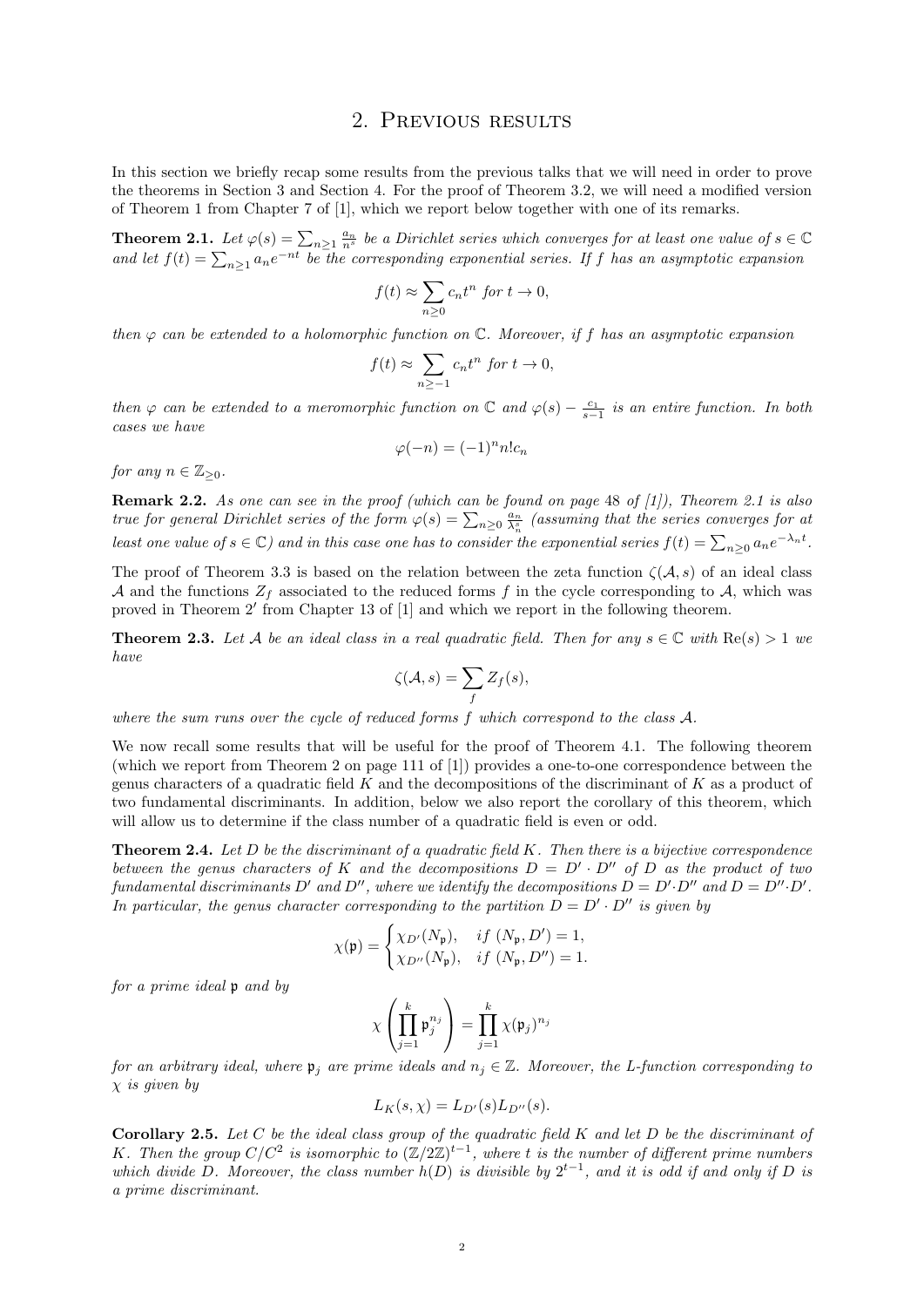## 2. Previous results

In this section we briefly recap some results from the previous talks that we will need in order to prove the theorems in Section 3 and Section 4. For the proof of Theorem 3.2, we will need a modified version of Theorem 1 from Chapter 7 of [1], which we report below together with one of its remarks.

**Theorem 2.1.** *Let $\varphi(s) = \sum_{n\geq 1} \frac{a_n}{n^s}$ be a Dirichlet series which converges for at least one value of $s \in \mathbb{C}$ and let $f(t) = \sum_{n\geq 1} a_n e^{-nt}$ be the corresponding exponential series. If $f$ has an asymptotic expansion*

$$f(t) \approx \sum_{n\geq 0} c_n t^n \text{ for } t \to 0,$$

*then $\varphi$ can be extended to a holomorphic function on $\mathbb{C}$. Moreover, if $f$ has an asymptotic expansion*

$$f(t) \approx \sum_{n\geq -1} c_n t^n \text{ for } t \to 0,$$

*then $\varphi$ can be extended to a meromorphic function on $\mathbb{C}$ and $\varphi(s) - \frac{c_1}{s-1}$ is an entire function. In both cases we have*

$$\varphi(-n) = (-1)^n n! c_n$$

*for any $n \in \mathbb{Z}_{\geq 0}$.*

**Remark 2.2.** *As one can see in the proof (which can be found on page 48 of [1]), Theorem 2.1 is also true for general Dirichlet series of the form $\varphi(s) = \sum_{n\geq 0} \frac{a_n}{\lambda_n^s}$ (assuming that the series converges for at least one value of $s \in \mathbb{C}$) and in this case one has to consider the exponential series $f(t) = \sum_{n\geq 0} a_n e^{-\lambda_n t}$.*

The proof of Theorem 3.3 is based on the relation between the zeta function $\zeta(\mathcal{A}, s)$ of an ideal class $\mathcal{A}$ and the functions $Z_f$ associated to the reduced forms $f$ in the cycle corresponding to $\mathcal{A}$, which was proved in Theorem $2'$ from Chapter 13 of [1] and which we report in the following theorem.

**Theorem 2.3.** *Let $\mathcal{A}$ be an ideal class in a real quadratic field. Then for any $s \in \mathbb{C}$ with $\mathrm{Re}(s) > 1$ we have*

$$\zeta(\mathcal{A}, s) = \sum_f Z_f(s),$$

*where the sum runs over the cycle of reduced forms $f$ which correspond to the class $\mathcal{A}$.*

We now recall some results that will be useful for the proof of Theorem 4.1. The following theorem (which we report from Theorem 2 on page 111 of [1]) provides a one-to-one correspondence between the genus characters of a quadratic field $K$ and the decompositions of the discriminant of $K$ as a product of two fundamental discriminants. In addition, below we also report the corollary of this theorem, which will allow us to determine if the class number of a quadratic field is even or odd.

**Theorem 2.4.** *Let $D$ be the discriminant of a quadratic field $K$. Then there is a bijective correspondence between the genus characters of $K$ and the decompositions $D = D' \cdot D''$ of $D$ as the product of two fundamental discriminants $D'$ and $D''$, where we identify the decompositions $D = D' \cdot D''$ and $D = D'' \cdot D'$. In particular, the genus character corresponding to the partition $D = D' \cdot D''$ is given by*

$$\chi(\mathfrak{p}) = \begin{cases} \chi_{D'}(N_{\mathfrak{p}}), & if\ (N_{\mathfrak{p}}, D') = 1, \\ \chi_{D''}(N_{\mathfrak{p}}), & if\ (N_{\mathfrak{p}}, D'') = 1. \end{cases}$$

*for a prime ideal $\mathfrak{p}$ and by*

$$\chi\left(\prod_{j=1}^{k} \mathfrak{p}_j^{n_j}\right) = \prod_{j=1}^{k} \chi(\mathfrak{p}_j)^{n_j}$$

*for an arbitrary ideal, where $\mathfrak{p}_j$ are prime ideals and $n_j \in \mathbb{Z}$. Moreover, the L-function corresponding to $\chi$ is given by*

$$L_K(s, \chi) = L_{D'}(s) L_{D''}(s).$$

**Corollary 2.5.** *Let $C$ be the ideal class group of the quadratic field $K$ and let $D$ be the discriminant of $K$. Then the group $C/C^2$ is isomorphic to $(\mathbb{Z}/2\mathbb{Z})^{t-1}$, where $t$ is the number of different prime numbers which divide $D$. Moreover, the class number $h(D)$ is divisible by $2^{t-1}$, and it is odd if and only if $D$ is a prime discriminant.*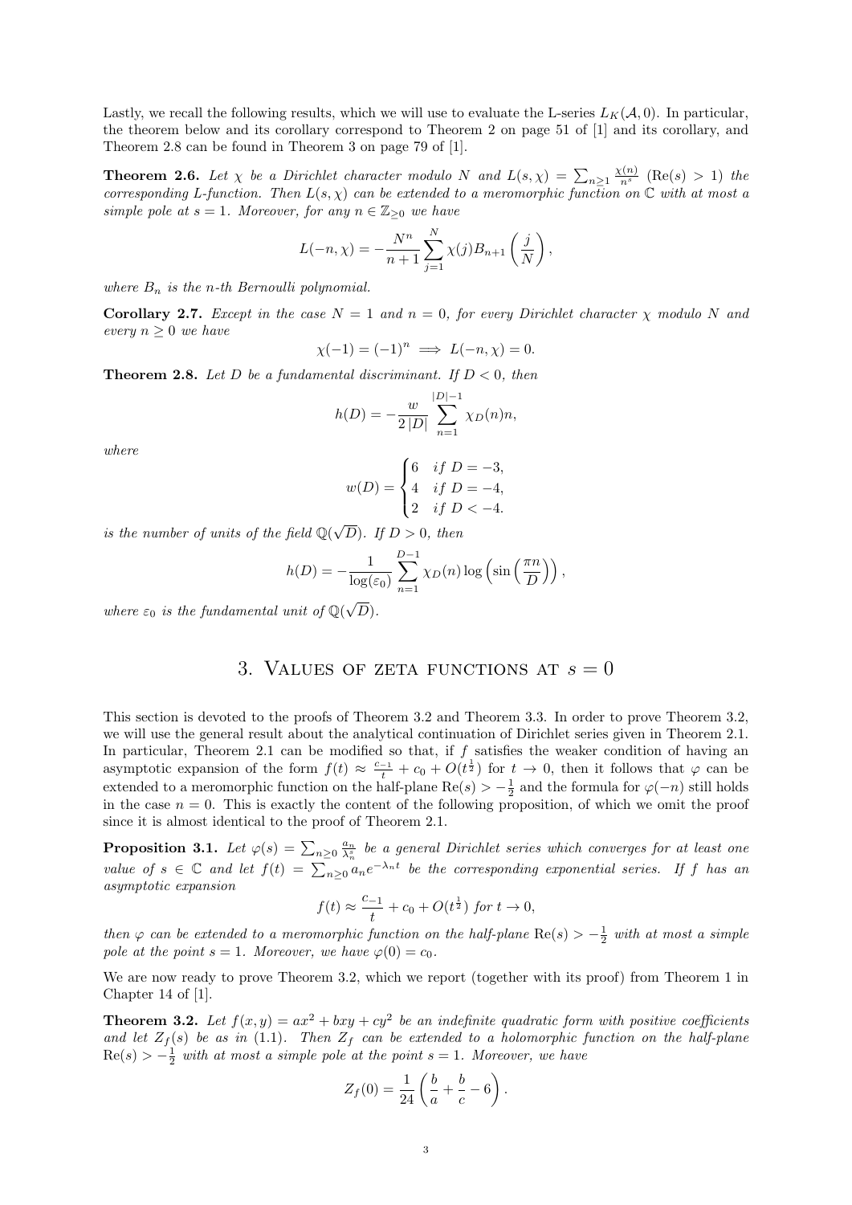Lastly, we recall the following results, which we will use to evaluate the L-series $L_K(\mathcal{A}, 0)$. In particular, the theorem below and its corollary correspond to Theorem 2 on page 51 of [1] and its corollary, and Theorem 2.8 can be found in Theorem 3 on page 79 of [1].

**Theorem 2.6.** *Let $\chi$ be a Dirichlet character modulo $N$ and $L(s,\chi) = \sum_{n\geq 1} \frac{\chi(n)}{n^s}$ $(\mathrm{Re}(s) > 1)$ the corresponding L-function. Then $L(s,\chi)$ can be extended to a meromorphic function on $\mathbb{C}$ with at most a simple pole at $s = 1$. Moreover, for any $n \in \mathbb{Z}_{\geq 0}$ we have*

$$L(-n,\chi) = -\frac{N^n}{n+1}\sum_{j=1}^{N} \chi(j) B_{n+1}\left(\frac{j}{N}\right),$$

*where $B_n$ is the $n$-th Bernoulli polynomial.*

**Corollary 2.7.** *Except in the case $N = 1$ and $n = 0$, for every Dirichlet character $\chi$ modulo $N$ and every $n \geq 0$ we have*

$$\chi(-1) = (-1)^n \implies L(-n,\chi) = 0.$$

**Theorem 2.8.** *Let $D$ be a fundamental discriminant. If $D < 0$, then*

$$h(D) = -\frac{w}{2\,|D|}\sum_{n=1}^{|D|-1} \chi_D(n) n,$$

*where*

$$w(D) = \begin{cases} 6 & \text{if } D = -3, \\ 4 & \text{if } D = -4, \\ 2 & \text{if } D < -4. \end{cases}$$

*is the number of units of the field $\mathbb{Q}(\sqrt{D})$. If $D > 0$, then*

$$h(D) = -\frac{1}{\log(\varepsilon_0)}\sum_{n=1}^{D-1} \chi_D(n) \log\left(\sin\left(\frac{\pi n}{D}\right)\right),$$

*where $\varepsilon_0$ is the fundamental unit of $\mathbb{Q}(\sqrt{D})$.*

# 3. Values of zeta functions at $s = 0$

This section is devoted to the proofs of Theorem 3.2 and Theorem 3.3. In order to prove Theorem 3.2, we will use the general result about the analytical continuation of Dirichlet series given in Theorem 2.1. In particular, Theorem 2.1 can be modified so that, if $f$ satisfies the weaker condition of having an asymptotic expansion of the form $f(t) \approx \frac{c_{-1}}{t} + c_0 + O(t^{\frac{1}{2}})$ for $t \to 0$, then it follows that $\varphi$ can be extended to a meromorphic function on the half-plane $\mathrm{Re}(s) > -\frac{1}{2}$ and the formula for $\varphi(-n)$ still holds in the case $n = 0$. This is exactly the content of the following proposition, of which we omit the proof since it is almost identical to the proof of Theorem 2.1.

**Proposition 3.1.** *Let $\varphi(s) = \sum_{n\geq 0} \frac{a_n}{\lambda_n^s}$ be a general Dirichlet series which converges for at least one value of $s \in \mathbb{C}$ and let $f(t) = \sum_{n\geq 0} a_n e^{-\lambda_n t}$ be the corresponding exponential series. If $f$ has an asymptotic expansion*

$$f(t) \approx \frac{c_{-1}}{t} + c_0 + O(t^{\frac{1}{2}}) \text{ for } t \to 0,$$

*then $\varphi$ can be extended to a meromorphic function on the half-plane $\mathrm{Re}(s) > -\frac{1}{2}$ with at most a simple pole at the point $s = 1$. Moreover, we have $\varphi(0) = c_0$.*

We are now ready to prove Theorem 3.2, which we report (together with its proof) from Theorem 1 in Chapter 14 of [1].

**Theorem 3.2.** *Let $f(x,y) = ax^2 + bxy + cy^2$ be an indefinite quadratic form with positive coefficients and let $Z_f(s)$ be as in (1.1). Then $Z_f$ can be extended to a holomorphic function on the half-plane $\mathrm{Re}(s) > -\frac{1}{2}$ with at most a simple pole at the point $s = 1$. Moreover, we have*

$$Z_f(0) = \frac{1}{24}\left(\frac{b}{a} + \frac{b}{c} - 6\right).$$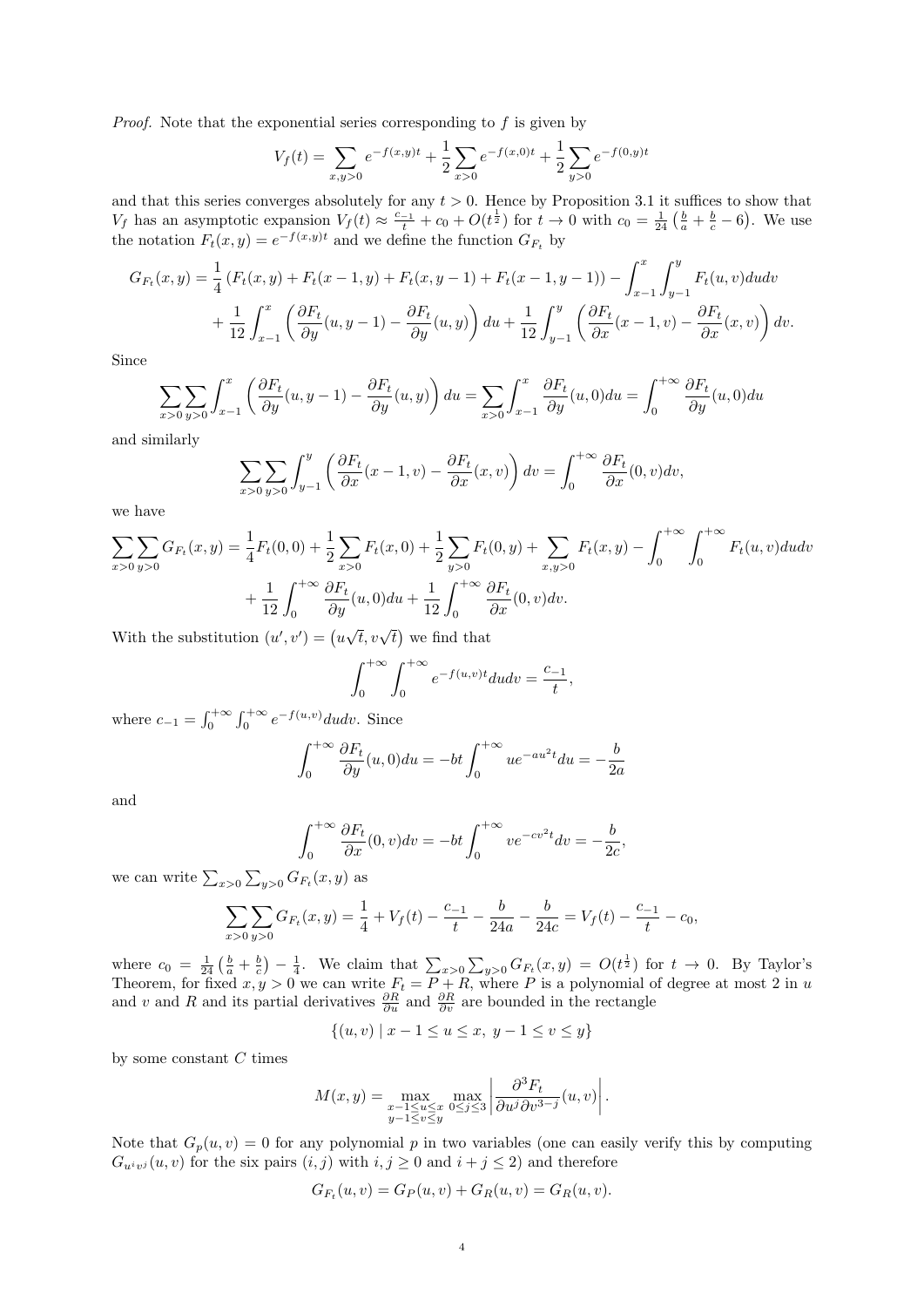*Proof.* Note that the exponential series corresponding to $f$ is given by

$$V_f(t) = \sum_{x,y>0} e^{-f(x,y)t} + \frac{1}{2}\sum_{x>0} e^{-f(x,0)t} + \frac{1}{2}\sum_{y>0} e^{-f(0,y)t}$$

and that this series converges absolutely for any $t > 0$. Hence by Proposition 3.1 it suffices to show that $V_f$ has an asymptotic expansion $V_f(t) \approx \frac{c_{-1}}{t} + c_0 + O(t^{\frac{1}{2}})$ for $t \to 0$ with $c_0 = \frac{1}{24}\left(\frac{b}{a} + \frac{b}{c} - 6\right)$. We use the notation $F_t(x,y) = e^{-f(x,y)t}$ and we define the function $G_{F_t}$ by

$$G_{F_t}(x,y) = \frac{1}{4}\left(F_t(x,y) + F_t(x-1,y) + F_t(x,y-1) + F_t(x-1,y-1)\right) - \int_{x-1}^{x}\int_{y-1}^{y} F_t(u,v)dudv$$
$$+ \frac{1}{12}\int_{x-1}^{x}\left(\frac{\partial F_t}{\partial y}(u,y-1) - \frac{\partial F_t}{\partial y}(u,y)\right)du + \frac{1}{12}\int_{y-1}^{y}\left(\frac{\partial F_t}{\partial x}(x-1,v) - \frac{\partial F_t}{\partial x}(x,v)\right)dv.$$

Since

$$\sum_{x>0}\sum_{y>0}\int_{x-1}^{x}\left(\frac{\partial F_t}{\partial y}(u,y-1) - \frac{\partial F_t}{\partial y}(u,y)\right)du = \sum_{x>0}\int_{x-1}^{x}\frac{\partial F_t}{\partial y}(u,0)du = \int_0^{+\infty}\frac{\partial F_t}{\partial y}(u,0)du$$

and similarly

$$\sum_{x>0}\sum_{y>0}\int_{y-1}^{y}\left(\frac{\partial F_t}{\partial x}(x-1,v) - \frac{\partial F_t}{\partial x}(x,v)\right)dv = \int_0^{+\infty}\frac{\partial F_t}{\partial x}(0,v)dv,$$

we have

$$\sum_{x>0}\sum_{y>0} G_{F_t}(x,y) = \frac{1}{4}F_t(0,0) + \frac{1}{2}\sum_{x>0}F_t(x,0) + \frac{1}{2}\sum_{y>0}F_t(0,y) + \sum_{x,y>0}F_t(x,y) - \int_0^{+\infty}\int_0^{+\infty}F_t(u,v)dudv$$
$$+ \frac{1}{12}\int_0^{+\infty}\frac{\partial F_t}{\partial y}(u,0)du + \frac{1}{12}\int_0^{+\infty}\frac{\partial F_t}{\partial x}(0,v)dv.$$

With the substitution $(u',v') = \left(u\sqrt{t}, v\sqrt{t}\right)$ we find that

$$\int_0^{+\infty}\int_0^{+\infty} e^{-f(u,v)t}dudv = \frac{c_{-1}}{t},$$

where $c_{-1} = \int_0^{+\infty}\int_0^{+\infty} e^{-f(u,v)}dudv$. Since

$$\int_0^{+\infty}\frac{\partial F_t}{\partial y}(u,0)du = -bt\int_0^{+\infty} ue^{-au^2t}du = -\frac{b}{2a}$$

and

$$\int_0^{+\infty}\frac{\partial F_t}{\partial x}(0,v)dv = -bt\int_0^{+\infty} ve^{-cv^2t}dv = -\frac{b}{2c},$$

we can write $\sum_{x>0}\sum_{y>0} G_{F_t}(x,y)$ as

$$\sum_{x>0}\sum_{y>0} G_{F_t}(x,y) = \frac{1}{4} + V_f(t) - \frac{c_{-1}}{t} - \frac{b}{24a} - \frac{b}{24c} = V_f(t) - \frac{c_{-1}}{t} - c_0,$$

where $c_0 = \frac{1}{24}\left(\frac{b}{a} + \frac{b}{c}\right) - \frac{1}{4}$. We claim that $\sum_{x>0}\sum_{y>0} G_{F_t}(x,y) = O(t^{\frac{1}{2}})$ for $t \to 0$. By Taylor's Theorem, for fixed $x, y > 0$ we can write $F_t = P + R$, where $P$ is a polynomial of degree at most 2 in $u$ and $v$ and $R$ and its partial derivatives $\frac{\partial R}{\partial u}$ and $\frac{\partial R}{\partial v}$ are bounded in the rectangle

$$\{(u,v) \mid x-1 \leq u \leq x,\ y-1 \leq v \leq y\}$$

by some constant $C$ times

$$M(x,y) = \max_{\substack{x-1\leq u\leq x \\ y-1\leq v\leq y}} \max_{0\leq j\leq 3}\left|\frac{\partial^3 F_t}{\partial u^j \partial v^{3-j}}(u,v)\right|.$$

Note that $G_p(u,v) = 0$ for any polynomial $p$ in two variables (one can easily verify this by computing $G_{u^iv^j}(u,v)$ for the six pairs $(i,j)$ with $i,j \geq 0$ and $i+j \leq 2$) and therefore

$$G_{F_t}(u,v) = G_P(u,v) + G_R(u,v) = G_R(u,v).$$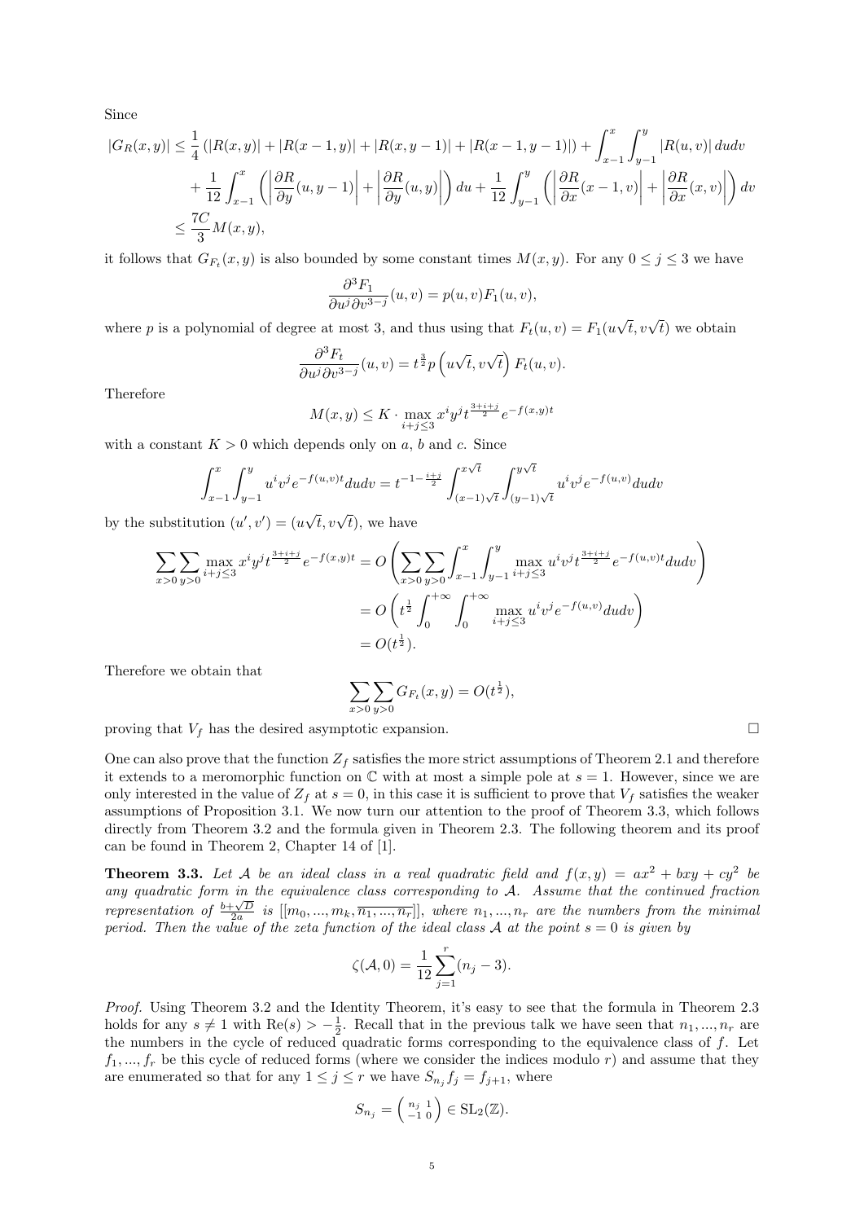Since

$$
\begin{aligned}
|G_R(x,y)| &\le \frac{1}{4}\left(|R(x,y)| + |R(x-1,y)| + |R(x,y-1)| + |R(x-1,y-1)|\right) + \int_{x-1}^{x}\int_{y-1}^{y} |R(u,v)|\, dudv \\
&\quad + \frac{1}{12}\int_{x-1}^{x}\left(\left|\frac{\partial R}{\partial y}(u,y-1)\right| + \left|\frac{\partial R}{\partial y}(u,y)\right|\right) du + \frac{1}{12}\int_{y-1}^{y}\left(\left|\frac{\partial R}{\partial x}(x-1,v)\right| + \left|\frac{\partial R}{\partial x}(x,v)\right|\right) dv \\
&\le \frac{7C}{3} M(x,y),
\end{aligned}
$$

it follows that $G_{F_t}(x,y)$ is also bounded by some constant times $M(x,y)$. For any $0 \le j \le 3$ we have

$$
\frac{\partial^3 F_1}{\partial u^j \partial v^{3-j}}(u,v) = p(u,v) F_1(u,v),
$$

where $p$ is a polynomial of degree at most 3, and thus using that $F_t(u,v) = F_1(u\sqrt{t}, v\sqrt{t})$ we obtain

$$
\frac{\partial^3 F_t}{\partial u^j \partial v^{3-j}}(u,v) = t^{\frac{3}{2}} p\left(u\sqrt{t}, v\sqrt{t}\right) F_t(u,v).
$$

Therefore

$$
M(x,y) \le K \cdot \max_{i+j\le 3} x^i y^j t^{\frac{3+i+j}{2}} e^{-f(x,y)t}
$$

with a constant $K > 0$ which depends only on $a$, $b$ and $c$. Since

$$
\int_{x-1}^{x}\int_{y-1}^{y} u^i v^j e^{-f(u,v)t} dudv = t^{-1-\frac{i+j}{2}} \int_{(x-1)\sqrt{t}}^{x\sqrt{t}} \int_{(y-1)\sqrt{t}}^{y\sqrt{t}} u^i v^j e^{-f(u,v)} dudv
$$

by the substitution $(u', v') = (u\sqrt{t}, v\sqrt{t})$, we have

$$
\begin{aligned}
\sum_{x>0}\sum_{y>0} \max_{i+j\le 3} x^i y^j t^{\frac{3+i+j}{2}} e^{-f(x,y)t} &= O\left(\sum_{x>0}\sum_{y>0} \int_{x-1}^{x}\int_{y-1}^{y} \max_{i+j\le 3} u^i v^j t^{\frac{3+i+j}{2}} e^{-f(u,v)t} dudv\right) \\
&= O\left(t^{\frac{1}{2}} \int_0^{+\infty}\int_0^{+\infty} \max_{i+j\le 3} u^i v^j e^{-f(u,v)} dudv\right) \\
&= O(t^{\frac{1}{2}}).
\end{aligned}
$$

Therefore we obtain that

$$
\sum_{x>0}\sum_{y>0} G_{F_t}(x,y) = O(t^{\frac{1}{2}}),
$$

proving that $V_f$ has the desired asymptotic expansion. □

One can also prove that the function $Z_f$ satisfies the more strict assumptions of Theorem 2.1 and therefore it extends to a meromorphic function on $\mathbb{C}$ with at most a simple pole at $s = 1$. However, since we are only interested in the value of $Z_f$ at $s = 0$, in this case it is sufficient to prove that $V_f$ satisfies the weaker assumptions of Proposition 3.1. We now turn our attention to the proof of Theorem 3.3, which follows directly from Theorem 3.2 and the formula given in Theorem 2.3. The following theorem and its proof can be found in Theorem 2, Chapter 14 of [1].

**Theorem 3.3.** *Let $\mathcal{A}$ be an ideal class in a real quadratic field and $f(x,y) = ax^2 + bxy + cy^2$ be any quadratic form in the equivalence class corresponding to $\mathcal{A}$. Assume that the continued fraction representation of $\frac{b+\sqrt{D}}{2a}$ is $[[m_0, ..., m_k, \overline{n_1, ..., n_r}]]$, where $n_1, ..., n_r$ are the numbers from the minimal period. Then the value of the zeta function of the ideal class $\mathcal{A}$ at the point $s = 0$ is given by*

$$
\zeta(\mathcal{A}, 0) = \frac{1}{12}\sum_{j=1}^{r}(n_j - 3).
$$

*Proof.* Using Theorem 3.2 and the Identity Theorem, it's easy to see that the formula in Theorem 2.3 holds for any $s \ne 1$ with $\mathrm{Re}(s) > -\frac{1}{2}$. Recall that in the previous talk we have seen that $n_1, ..., n_r$ are the numbers in the cycle of reduced quadratic forms corresponding to the equivalence class of $f$. Let $f_1, ..., f_r$ be this cycle of reduced forms (where we consider the indices modulo $r$) and assume that they are enumerated so that for any $1 \le j \le r$ we have $S_{n_j} f_j = f_{j+1}$, where

$$
S_{n_j} = \begin{pmatrix} n_j & 1 \\ -1 & 0 \end{pmatrix} \in \mathrm{SL}_2(\mathbb{Z}).
$$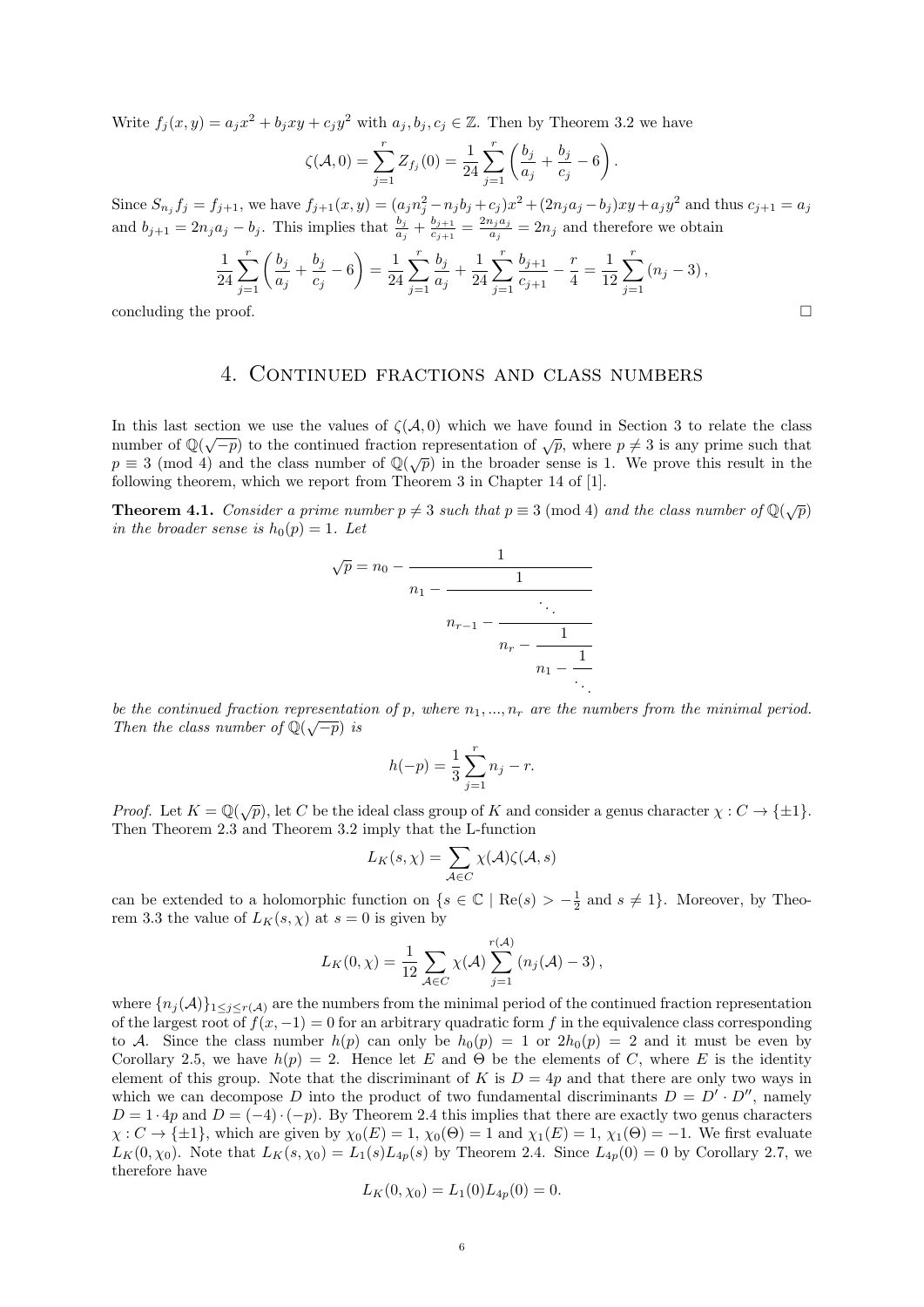Write $f_j(x,y) = a_j x^2 + b_j xy + c_j y^2$ with $a_j, b_j, c_j \in \mathbb{Z}$. Then by Theorem 3.2 we have

$$\zeta(\mathcal{A}, 0) = \sum_{j=1}^{r} Z_{f_j}(0) = \frac{1}{24} \sum_{j=1}^{r} \left( \frac{b_j}{a_j} + \frac{b_j}{c_j} - 6 \right).$$

Since $S_{n_j} f_j = f_{j+1}$, we have $f_{j+1}(x,y) = (a_j n_j^2 - n_j b_j + c_j)x^2 + (2n_j a_j - b_j)xy + a_j y^2$ and thus $c_{j+1} = a_j$ and $b_{j+1} = 2n_j a_j - b_j$. This implies that $\frac{b_j}{a_j} + \frac{b_{j+1}}{c_{j+1}} = \frac{2n_j a_j}{a_j} = 2n_j$ and therefore we obtain

$$\frac{1}{24} \sum_{j=1}^{r} \left( \frac{b_j}{a_j} + \frac{b_j}{c_j} - 6 \right) = \frac{1}{24} \sum_{j=1}^{r} \frac{b_j}{a_j} + \frac{1}{24} \sum_{j=1}^{r} \frac{b_{j+1}}{c_{j+1}} - \frac{r}{4} = \frac{1}{12} \sum_{j=1}^{r} (n_j - 3),$$

concluding the proof. □

# 4. Continued fractions and class numbers

In this last section we use the values of $\zeta(\mathcal{A}, 0)$ which we have found in Section 3 to relate the class number of $\mathbb{Q}(\sqrt{-p})$ to the continued fraction representation of $\sqrt{p}$, where $p \neq 3$ is any prime such that $p \equiv 3 \pmod 4$ and the class number of $\mathbb{Q}(\sqrt{p})$ in the broader sense is 1. We prove this result in the following theorem, which we report from Theorem 3 in Chapter 14 of [1].

**Theorem 4.1.** *Consider a prime number $p \neq 3$ such that $p \equiv 3 \pmod 4$ and the class number of $\mathbb{Q}(\sqrt{p})$ in the broader sense is $h_0(p) = 1$. Let*

$$\sqrt{p} = n_0 - \cfrac{1}{n_1 - \cfrac{1}{\ddots \; n_{r-1} - \cfrac{1}{n_r - \cfrac{1}{n_1 - \ddots}}}}$$

*be the continued fraction representation of $p$, where $n_1, ..., n_r$ are the numbers from the minimal period. Then the class number of $\mathbb{Q}(\sqrt{-p})$ is*

$$h(-p) = \frac{1}{3} \sum_{j=1}^{r} n_j - r.$$

*Proof.* Let $K = \mathbb{Q}(\sqrt{p})$, let $C$ be the ideal class group of $K$ and consider a genus character $\chi : C \to \{\pm 1\}$. Then Theorem 2.3 and Theorem 3.2 imply that the L-function

$$L_K(s, \chi) = \sum_{\mathcal{A} \in C} \chi(\mathcal{A}) \zeta(\mathcal{A}, s)$$

can be extended to a holomorphic function on $\{s \in \mathbb{C} \mid \mathrm{Re}(s) > -\frac{1}{2} \text{ and } s \neq 1\}$. Moreover, by Theorem 3.3 the value of $L_K(s, \chi)$ at $s = 0$ is given by

$$L_K(0, \chi) = \frac{1}{12} \sum_{\mathcal{A} \in C} \chi(\mathcal{A}) \sum_{j=1}^{r(\mathcal{A})} (n_j(\mathcal{A}) - 3),$$

where $\{n_j(\mathcal{A})\}_{1 \le j \le r(\mathcal{A})}$ are the numbers from the minimal period of the continued fraction representation of the largest root of $f(x, -1) = 0$ for an arbitrary quadratic form $f$ in the equivalence class corresponding to $\mathcal{A}$. Since the class number $h(p)$ can only be $h_0(p) = 1$ or $2h_0(p) = 2$ and it must be even by Corollary 2.5, we have $h(p) = 2$. Hence let $E$ and $\Theta$ be the elements of $C$, where $E$ is the identity element of this group. Note that the discriminant of $K$ is $D = 4p$ and that there are only two ways in which we can decompose $D$ into the product of two fundamental discriminants $D = D' \cdot D''$, namely $D = 1 \cdot 4p$ and $D = (-4) \cdot (-p)$. By Theorem 2.4 this implies that there are exactly two genus characters $\chi : C \to \{\pm 1\}$, which are given by $\chi_0(E) = 1$, $\chi_0(\Theta) = 1$ and $\chi_1(E) = 1$, $\chi_1(\Theta) = -1$. We first evaluate $L_K(0, \chi_0)$. Note that $L_K(s, \chi_0) = L_1(s) L_{4p}(s)$ by Theorem 2.4. Since $L_{4p}(0) = 0$ by Corollary 2.7, we therefore have

$$L_K(0, \chi_0) = L_1(0) L_{4p}(0) = 0.$$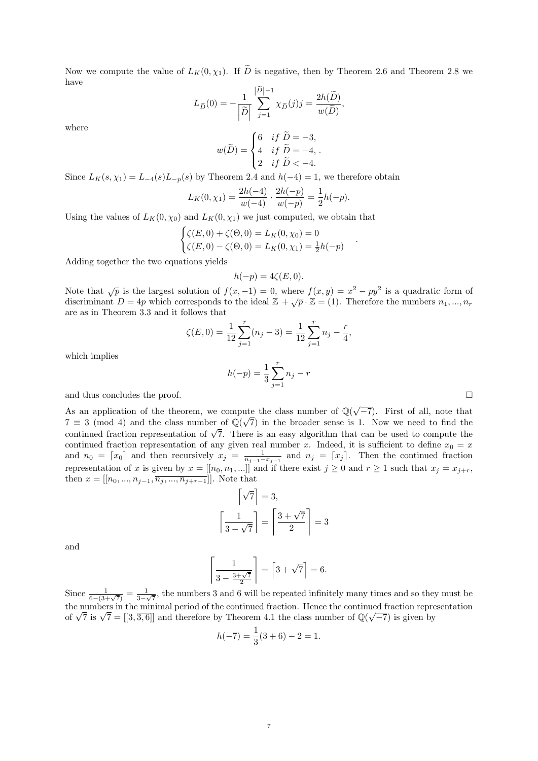Now we compute the value of $L_K(0, \chi_1)$. If $\widetilde{D}$ is negative, then by Theorem 2.6 and Theorem 2.8 we have

$$L_{\widetilde{D}}(0) = -\frac{1}{\left|\widetilde{D}\right|} \sum_{j=1}^{\left|\widetilde{D}\right|-1} \chi_{\widetilde{D}}(j) j = \frac{2h(\widetilde{D})}{w(\widetilde{D})},$$

where

$$w(\widetilde{D}) = \begin{cases} 6 & if\ \widetilde{D} = -3, \\ 4 & if\ \widetilde{D} = -4, \\ 2 & if\ \widetilde{D} < -4. \end{cases}.$$

Since $L_K(s, \chi_1) = L_{-4}(s) L_{-p}(s)$ by Theorem 2.4 and $h(-4) = 1$, we therefore obtain

$$L_K(0, \chi_1) = \frac{2h(-4)}{w(-4)} \cdot \frac{2h(-p)}{w(-p)} = \frac{1}{2} h(-p).$$

Using the values of $L_K(0, \chi_0)$ and $L_K(0, \chi_1)$ we just computed, we obtain that

$$\begin{cases} \zeta(E, 0) + \zeta(\Theta, 0) = L_K(0, \chi_0) = 0 \\ \zeta(E, 0) - \zeta(\Theta, 0) = L_K(0, \chi_1) = \frac{1}{2} h(-p) \end{cases}.$$

Adding together the two equations yields

$$h(-p) = 4\zeta(E, 0).$$

Note that $\sqrt{p}$ is the largest solution of $f(x, -1) = 0$, where $f(x, y) = x^2 - py^2$ is a quadratic form of discriminant $D = 4p$ which corresponds to the ideal $\mathbb{Z} + \sqrt{p} \cdot \mathbb{Z} = (1)$. Therefore the numbers $n_1, ..., n_r$ are as in Theorem 3.3 and it follows that

$$\zeta(E, 0) = \frac{1}{12} \sum_{j=1}^{r} (n_j - 3) = \frac{1}{12} \sum_{j=1}^{r} n_j - \frac{r}{4},$$

which implies

$$h(-p) = \frac{1}{3} \sum_{j=1}^{r} n_j - r$$

and thus concludes the proof. □

As an application of the theorem, we compute the class number of $\mathbb{Q}(\sqrt{-7})$. First of all, note that $7 \equiv 3 \pmod 4$ and the class number of $\mathbb{Q}(\sqrt{7})$ in the broader sense is 1. Now we need to find the continued fraction representation of $\sqrt{7}$. There is an easy algorithm that can be used to compute the continued fraction representation of any given real number $x$. Indeed, it is sufficient to define $x_0 = x$ and $n_0 = \lceil x_0 \rceil$ and then recursively $x_j = \frac{1}{n_{j-1} - x_{j-1}}$ and $n_j = \lceil x_j \rceil$. Then the continued fraction representation of $x$ is given by $x = [[n_0, n_1, ...]]$ and if there exist $j \geq 0$ and $r \geq 1$ such that $x_j = x_{j+r}$, then $x = [[n_0, ..., n_{j-1}, \overline{n_j, ..., n_{j+r-1}}]]$. Note that

$$\left\lceil \sqrt{7} \right\rceil = 3,$$

$$\left\lceil \frac{1}{3 - \sqrt{7}} \right\rceil = \left\lceil \frac{3 + \sqrt{7}}{2} \right\rceil = 3$$

and

$$\left\lceil \frac{1}{3 - \frac{3+\sqrt{7}}{2}} \right\rceil = \left\lceil 3 + \sqrt{7} \right\rceil = 6.$$

Since $\frac{1}{6 - (3 + \sqrt{7})} = \frac{1}{3 - \sqrt{7}}$, the numbers 3 and 6 will be repeated infinitely many times and so they must be the numbers in the minimal period of the continued fraction. Hence the continued fraction representation of $\sqrt{7}$ is $\sqrt{7} = [[3, \overline{3, 6}]]$ and therefore by Theorem 4.1 the class number of $\mathbb{Q}(\sqrt{-7})$ is given by

$$h(-7) = \frac{1}{3}(3 + 6) - 2 = 1.$$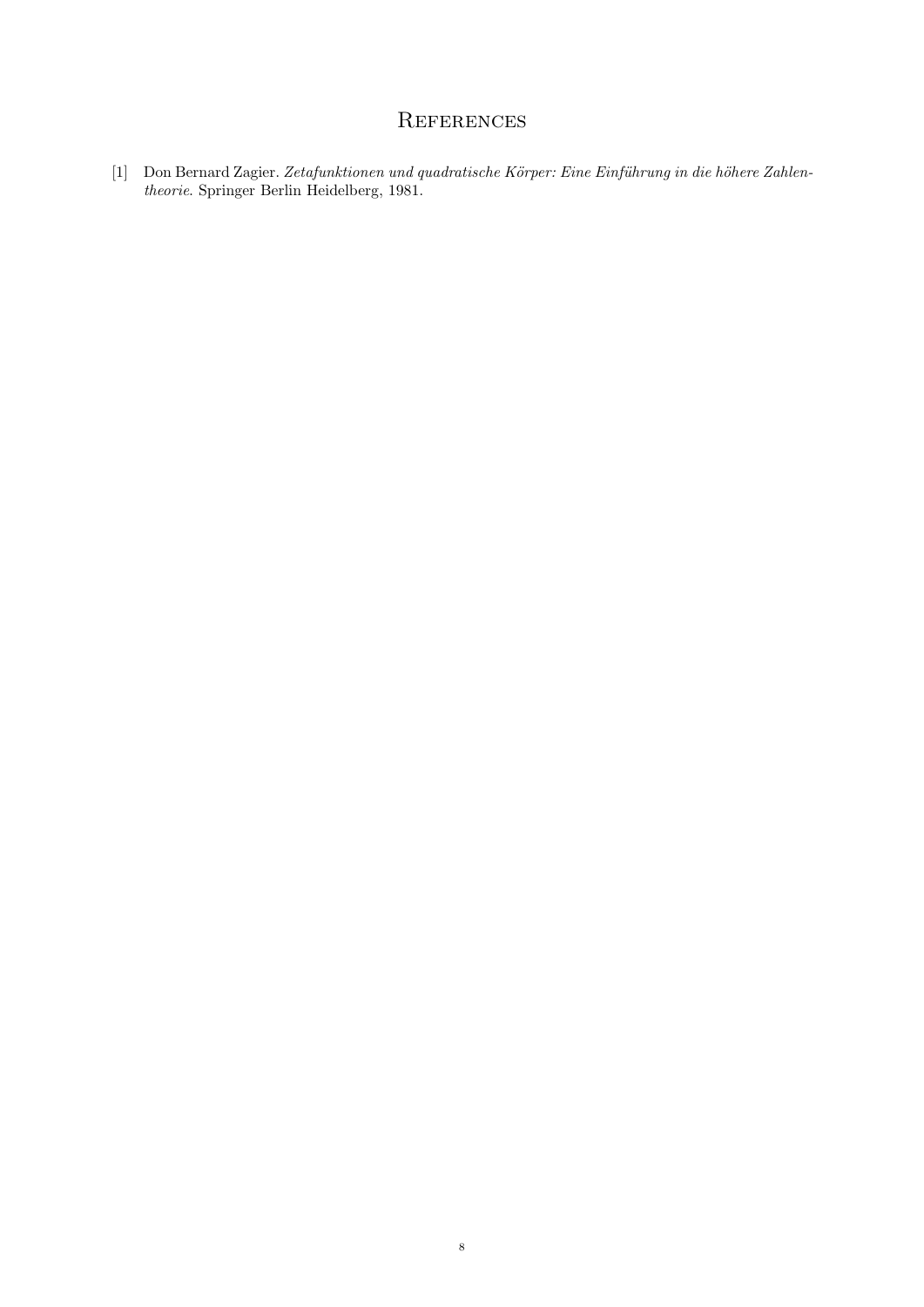# References

[1] Don Bernard Zagier. *Zetafunktionen und quadratische Körper: Eine Einführung in die höhere Zahlentheorie*. Springer Berlin Heidelberg, 1981.